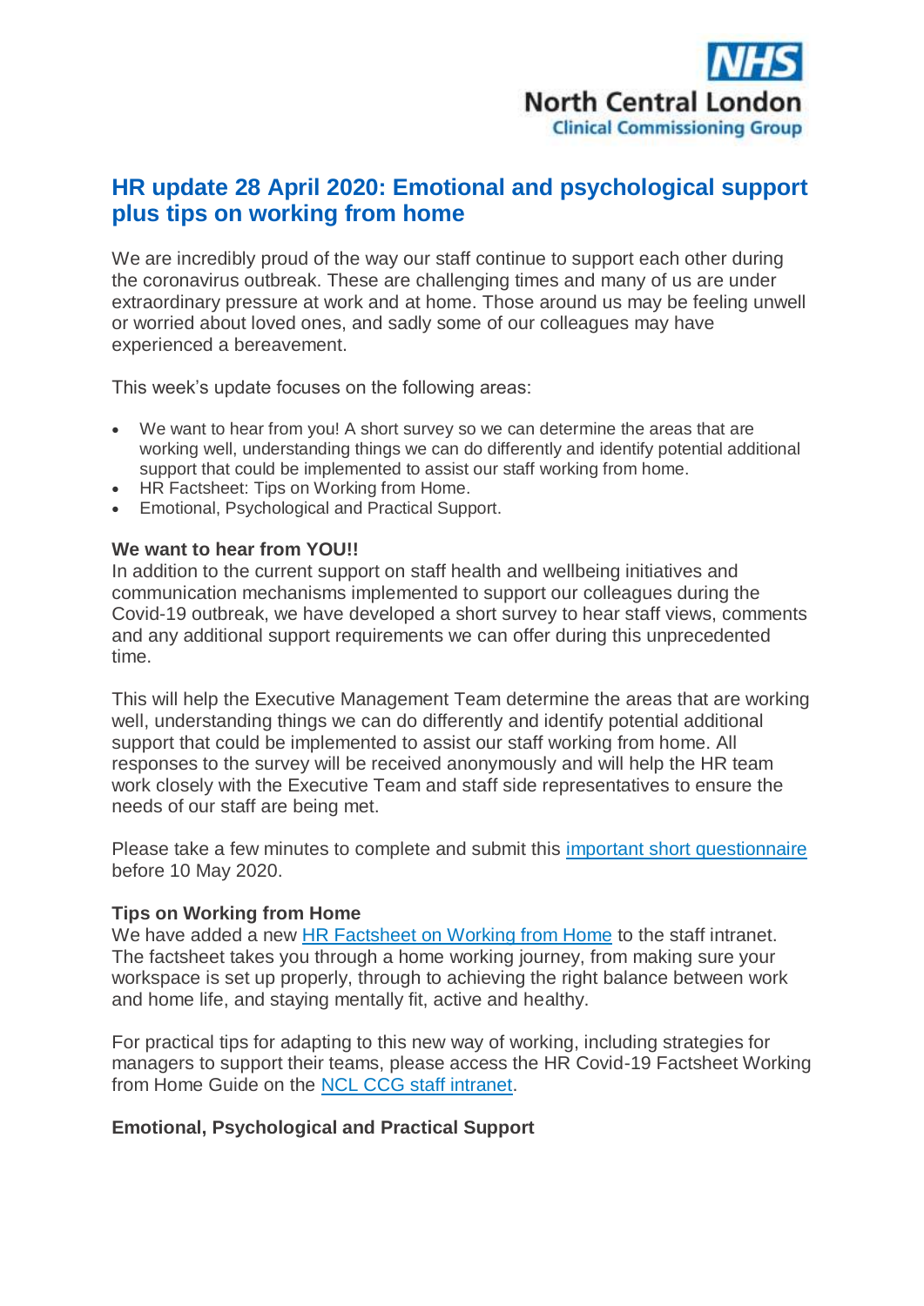NHS North Central London Clinical Commissioning Group

# HR update 28 April 2020: Emotional and psychological support plus tips on working from home

We are incredibly proud of the way our staff continue to support each other during the coronavirus outbreak. These are challenging times and many of us are under extraordinary pressure at work and at home. Those around us may be feeling unwell or worried about loved ones, and sadly some of our colleagues may have experienced a bereavement.

This week's update focuses on the following areas:

- We want to hear from you! A short survey so we can determine the areas that are working well, understanding things we can do differently and identify potential additional support that could be implemented to assist our staff working from home.
- HR Factsheet: Tips on Working from Home.
- Emotional, Psychological and Practical Support.

**We want to hear from YOU!!**

In addition to the current support on staff health and wellbeing initiatives and communication mechanisms implemented to support our colleagues during the Covid-19 outbreak, we have developed a short survey to hear staff views, comments and any additional support requirements we can offer during this unprecedented time.

This will help the Executive Management Team determine the areas that are working well, understanding things we can do differently and identify potential additional support that could be implemented to assist our staff working from home. All responses to the survey will be received anonymously and will help the HR team work closely with the Executive Team and staff side representatives to ensure the needs of our staff are being met.

Please take a few minutes to complete and submit this important short questionnaire before 10 May 2020.

**Tips on Working from Home**

We have added a new HR Factsheet on Working from Home to the staff intranet. The factsheet takes you through a home working journey, from making sure your workspace is set up properly, through to achieving the right balance between work and home life, and staying mentally fit, active and healthy.

For practical tips for adapting to this new way of working, including strategies for managers to support their teams, please access the HR Covid-19 Factsheet Working from Home Guide on the NCL CCG staff intranet.

**Emotional, Psychological and Practical Support**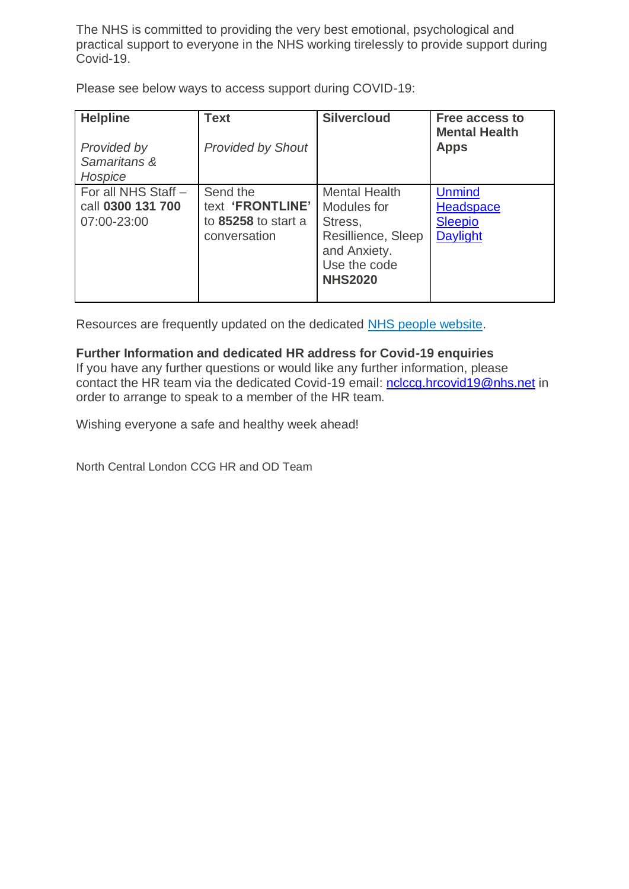The NHS is committed to providing the very best emotional, psychological and practical support to everyone in the NHS working tirelessly to provide support during Covid-19.

Please see below ways to access support during COVID-19:

| **Helpline**<br><br>*Provided by Samaritans & Hospice* | **Text**<br><br>*Provided by Shout* | **Silvercloud** | **Free access to Mental Health Apps** |
|---|---|---|---|
| For all NHS Staff – call **0300 131 700** 07:00-23:00 | Send the text **'FRONTLINE'** to **85258** to start a conversation | Mental Health Modules for Stress, Resillience, Sleep and Anxiety. Use the code **NHS2020** | Unmind<br>Headspace<br>Sleepio<br>Daylight |

Resources are frequently updated on the dedicated NHS people website.

**Further Information and dedicated HR address for Covid-19 enquiries**

If you have any further questions or would like any further information, please contact the HR team via the dedicated Covid-19 email: nclccg.hrcovid19@nhs.net in order to arrange to speak to a member of the HR team.

Wishing everyone a safe and healthy week ahead!

North Central London CCG HR and OD Team